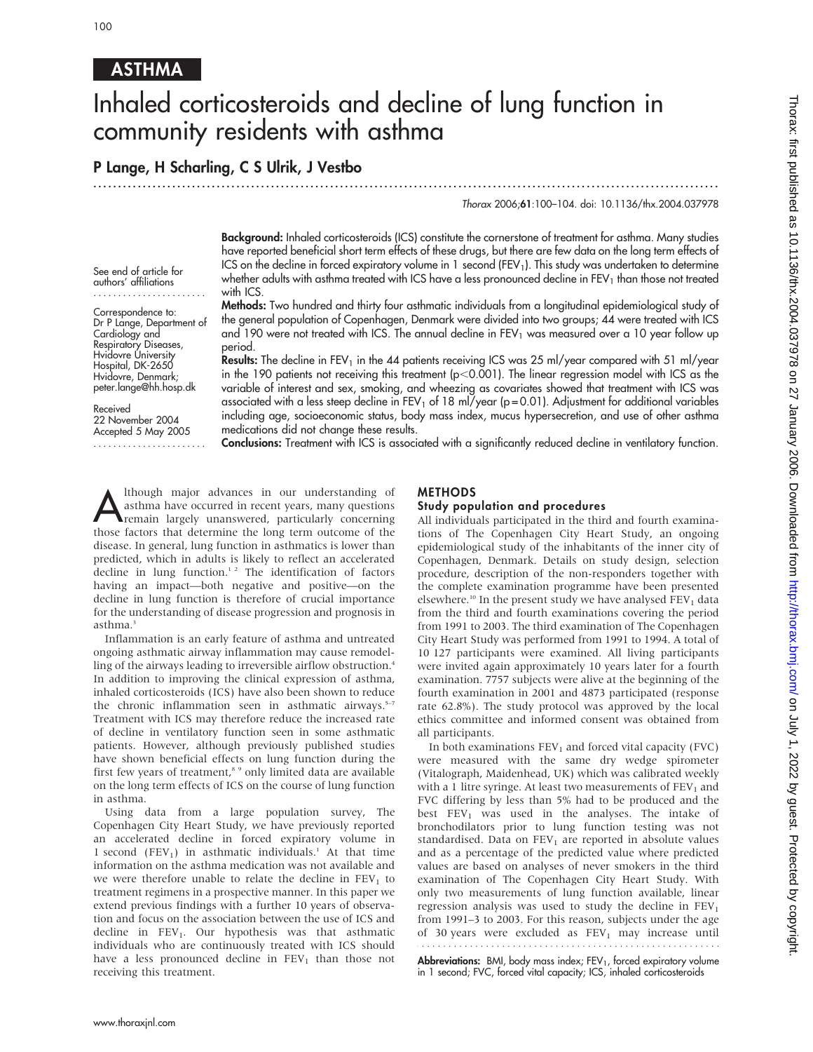ASTHMA

# Inhaled corticosteroids and decline of lung function in community residents with asthma

**P Lange, H Scharling, C S Ulrik, J Vestbo**

See end of article for authors' affiliations

Correspondence to: Dr P Lange, Department of Cardiology and Respiratory Diseases, Hvidovre University Hospital, DK-2650 Hvidovre, Denmark; peter.lange@hh.hosp.dk

Received 22 November 2004
Accepted 5 May 2005

*Thorax* 2006;**61**:100–104. doi: 10.1136/thx.2004.037978

**Background:** Inhaled corticosteroids (ICS) constitute the cornerstone of treatment for asthma. Many studies have reported beneficial short term effects of these drugs, but there are few data on the long term effects of ICS on the decline in forced expiratory volume in 1 second ($FEV_1$). This study was undertaken to determine whether adults with asthma treated with ICS have a less pronounced decline in $FEV_1$ than those not treated with ICS.

**Methods:** Two hundred and thirty four asthmatic individuals from a longitudinal epidemiological study of the general population of Copenhagen, Denmark were divided into two groups; 44 were treated with ICS and 190 were not treated with ICS. The annual decline in $FEV_1$ was measured over a 10 year follow up period.

**Results:** The decline in $FEV_1$ in the 44 patients receiving ICS was 25 ml/year compared with 51 ml/year in the 190 patients not receiving this treatment ($p<0.001$). The linear regression model with ICS as the variable of interest and sex, smoking, and wheezing as covariates showed that treatment with ICS was associated with a less steep decline in $FEV_1$ of 18 ml/year ($p=0.01$). Adjustment for additional variables including age, socioeconomic status, body mass index, mucus hypersecretion, and use of other asthma medications did not change these results.

**Conclusions:** Treatment with ICS is associated with a significantly reduced decline in ventilatory function.

Although major advances in our understanding of asthma have occurred in recent years, many questions remain largely unanswered, particularly concerning those factors that determine the long term outcome of the disease. In general, lung function in asthmatics is lower than predicted, which in adults is likely to reflect an accelerated decline in lung function.[1 2] The identification of factors having an impact—both negative and positive—on the decline in lung function is therefore of crucial importance for the understanding of disease progression and prognosis in asthma.[3]

Inflammation is an early feature of asthma and untreated ongoing asthmatic airway inflammation may cause remodelling of the airways leading to irreversible airflow obstruction.[4] In addition to improving the clinical expression of asthma, inhaled corticosteroids (ICS) have also been shown to reduce the chronic inflammation seen in asthmatic airways.[5–7] Treatment with ICS may therefore reduce the increased rate of decline in ventilatory function seen in some asthmatic patients. However, although previously published studies have shown beneficial effects on lung function during the first few years of treatment,[8 9] only limited data are available on the long term effects of ICS on the course of lung function in asthma.

Using data from a large population survey, The Copenhagen City Heart Study, we have previously reported an accelerated decline in forced expiratory volume in 1 second ($FEV_1$) in asthmatic individuals.[1] At that time information on the asthma medication was not available and we were therefore unable to relate the decline in $FEV_1$ to treatment regimens in a prospective manner. In this paper we extend previous findings with a further 10 years of observation and focus on the association between the use of ICS and decline in $FEV_1$. Our hypothesis was that asthmatic individuals who are continuously treated with ICS should have a less pronounced decline in $FEV_1$ than those not receiving this treatment.

## METHODS

### Study population and procedures

All individuals participated in the third and fourth examinations of The Copenhagen City Heart Study, an ongoing epidemiological study of the inhabitants of the inner city of Copenhagen, Denmark. Details on study design, selection procedure, description of the non-responders together with the complete examination programme have been presented elsewhere.[10] In the present study we have analysed $FEV_1$ data from the third and fourth examinations covering the period from 1991 to 2003. The third examination of The Copenhagen City Heart Study was performed from 1991 to 1994. A total of 10 127 participants were examined. All living participants were invited again approximately 10 years later for a fourth examination. 7757 subjects were alive at the beginning of the fourth examination in 2001 and 4873 participated (response rate 62.8%). The study protocol was approved by the local ethics committee and informed consent was obtained from all participants.

In both examinations $FEV_1$ and forced vital capacity (FVC) were measured with the same dry wedge spirometer (Vitalograph, Maidenhead, UK) which was calibrated weekly with a 1 litre syringe. At least two measurements of $FEV_1$ and FVC differing by less than 5% had to be produced and the best $FEV_1$ was used in the analyses. The intake of bronchodilators prior to lung function testing was not standardised. Data on $FEV_1$ are reported in absolute values and as a percentage of the predicted value where predicted values are based on analyses of never smokers in the third examination of The Copenhagen City Heart Study. With only two measurements of lung function available, linear regression analysis was used to study the decline in $FEV_1$ from 1991–3 to 2003. For this reason, subjects under the age of 30 years were excluded as $FEV_1$ may increase until

**Abbreviations:** BMI, body mass index; $FEV_1$, forced expiratory volume in 1 second; FVC, forced vital capacity; ICS, inhaled corticosteroids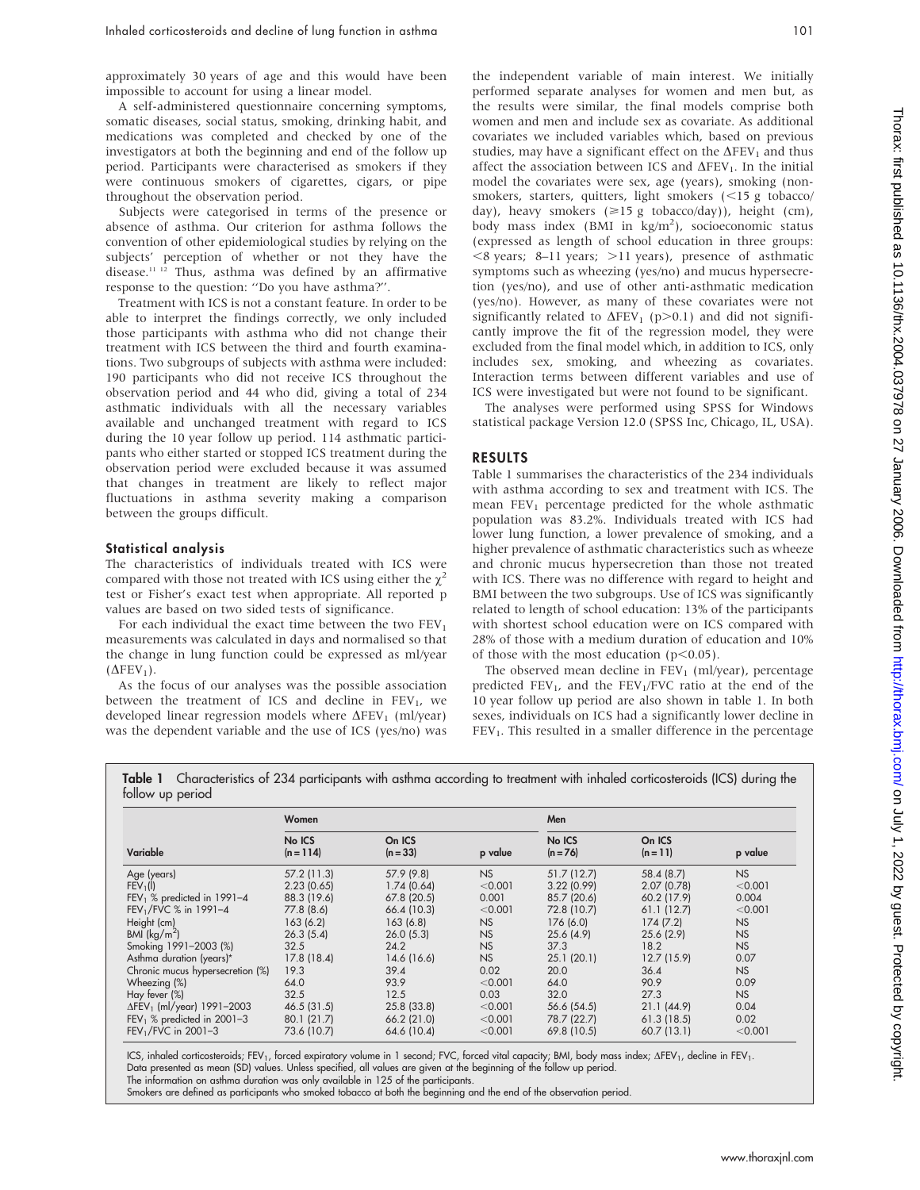approximately 30 years of age and this would have been impossible to account for using a linear model.

A self-administered questionnaire concerning symptoms, somatic diseases, social status, smoking, drinking habit, and medications was completed and checked by one of the investigators at both the beginning and end of the follow up period. Participants were characterised as smokers if they were continuous smokers of cigarettes, cigars, or pipe throughout the observation period.

Subjects were categorised in terms of the presence or absence of asthma. Our criterion for asthma follows the convention of other epidemiological studies by relying on the subjects' perception of whether or not they have the disease.[11 12] Thus, asthma was defined by an affirmative response to the question: "Do you have asthma?".

Treatment with ICS is not a constant feature. In order to be able to interpret the findings correctly, we only included those participants with asthma who did not change their treatment with ICS between the third and fourth examinations. Two subgroups of subjects with asthma were included: 190 participants who did not receive ICS throughout the observation period and 44 who did, giving a total of 234 asthmatic individuals with all the necessary variables available and unchanged treatment with regard to ICS during the 10 year follow up period. 114 asthmatic participants who either started or stopped ICS treatment during the observation period were excluded because it was assumed that changes in treatment are likely to reflect major fluctuations in asthma severity making a comparison between the groups difficult.

### Statistical analysis

The characteristics of individuals treated with ICS were compared with those not treated with ICS using either the $\chi^2$ test or Fisher's exact test when appropriate. All reported p values are based on two sided tests of significance.

For each individual the exact time between the two $FEV_1$ measurements was calculated in days and normalised so that the change in lung function could be expressed as ml/year ($\Delta FEV_1$).

As the focus of our analyses was the possible association between the treatment of ICS and decline in $FEV_1$, we developed linear regression models where $\Delta FEV_1$ (ml/year) was the dependent variable and the use of ICS (yes/no) was the independent variable of main interest. We initially performed separate analyses for women and men but, as the results were similar, the final models comprise both women and men and include sex as covariate. As additional covariates we included variables which, based on previous studies, may have a significant effect on the $\Delta FEV_1$ and thus affect the association between ICS and $\Delta FEV_1$. In the initial model the covariates were sex, age (years), smoking (non-smokers, starters, quitters, light smokers (<15 g tobacco/day), heavy smokers (≥15 g tobacco/day)), height (cm), body mass index (BMI in $kg/m^2$), socioeconomic status (expressed as length of school education in three groups: <8 years; 8–11 years; >11 years), presence of asthmatic symptoms such as wheezing (yes/no) and mucus hypersecretion (yes/no), and use of other anti-asthmatic medication (yes/no). However, as many of these covariates were not significantly related to $\Delta FEV_1$ ($p>0.1$) and did not significantly improve the fit of the regression model, they were excluded from the final model which, in addition to ICS, only includes sex, smoking, and wheezing as covariates. Interaction terms between different variables and use of ICS were investigated but were not found to be significant.

The analyses were performed using SPSS for Windows statistical package Version 12.0 (SPSS Inc, Chicago, IL, USA).

## RESULTS

Table 1 summarises the characteristics of the 234 individuals with asthma according to sex and treatment with ICS. The mean $FEV_1$ percentage predicted for the whole asthmatic population was 83.2%. Individuals treated with ICS had lower lung function, a lower prevalence of smoking, and a higher prevalence of asthmatic characteristics such as wheeze and chronic mucus hypersecretion than those not treated with ICS. There was no difference with regard to height and BMI between the two subgroups. Use of ICS was significantly related to length of school education: 13% of the participants with shortest school education were on ICS compared with 28% of those with a medium duration of education and 10% of those with the most education ($p<0.05$).

The observed mean decline in $FEV_1$ (ml/year), percentage predicted $FEV_1$, and the $FEV_1$/FVC ratio at the end of the 10 year follow up period are also shown in table 1. In both sexes, individuals on ICS had a significantly lower decline in $FEV_1$. This resulted in a smaller difference in the percentage

**Table 1** Characteristics of 234 participants with asthma according to treatment with inhaled corticosteroids (ICS) during the follow up period

| | Women | | | Men | | |
|---|---|---|---|---|---|---|
| Variable | No ICS (n = 114) | On ICS (n = 33) | p value | No ICS (n = 76) | On ICS (n = 11) | p value |
| Age (years) | 57.2 (11.3) | 57.9 (9.8) | NS | 51.7 (12.7) | 58.4 (8.7) | NS |
| $FEV_1$(l) | 2.23 (0.65) | 1.74 (0.64) | <0.001 | 3.22 (0.99) | 2.07 (0.78) | <0.001 |
| $FEV_1$ % predicted in 1991–4 | 88.3 (19.6) | 67.8 (20.5) | 0.001 | 85.7 (20.6) | 60.2 (17.9) | 0.004 |
| $FEV_1$/FVC % in 1991–4 | 77.8 (8.6) | 66.4 (10.3) | <0.001 | 72.8 (10.7) | 61.1 (12.7) | <0.001 |
| Height (cm) | 163 (6.2) | 163 (6.8) | NS | 176 (6.0) | 174 (7.2) | NS |
| BMI ($kg/m^2$) | 26.3 (5.4) | 26.0 (5.3) | NS | 25.6 (4.9) | 25.6 (2.9) | NS |
| Smoking 1991–2003 (%) | 32.5 | 24.2 | NS | 37.3 | 18.2 | NS |
| Asthma duration (years)* | 17.8 (18.4) | 14.6 (16.6) | NS | 25.1 (20.1) | 12.7 (15.9) | 0.07 |
| Chronic mucus hypersecretion (%) | 19.3 | 39.4 | 0.02 | 20.0 | 36.4 | NS |
| Wheezing (%) | 64.0 | 93.9 | <0.001 | 64.0 | 90.9 | 0.09 |
| Hay fever (%) | 32.5 | 12.5 | 0.03 | 32.0 | 27.3 | NS |
| $\Delta FEV_1$ (ml/year) 1991–2003 | 46.5 (31.5) | 25.8 (33.8) | <0.001 | 56.6 (54.5) | 21.1 (44.9) | 0.04 |
| $FEV_1$ % predicted in 2001–3 | 80.1 (21.7) | 66.2 (21.0) | <0.001 | 78.7 (22.7) | 61.3 (18.5) | 0.02 |
| $FEV_1$/FVC in 2001–3 | 73.6 (10.7) | 64.6 (10.4) | <0.001 | 69.8 (10.5) | 60.7 (13.1) | <0.001 |

ICS, inhaled corticosteroids; $FEV_1$, forced expiratory volume in 1 second; FVC, forced vital capacity; BMI, body mass index; $\Delta FEV_1$, decline in $FEV_1$.
Data presented as mean (SD) values. Unless specified, all values are given at the beginning of the follow up period.
The information on asthma duration was only available in 125 of the participants.
Smokers are defined as participants who smoked tobacco at both the beginning and the end of the observation period.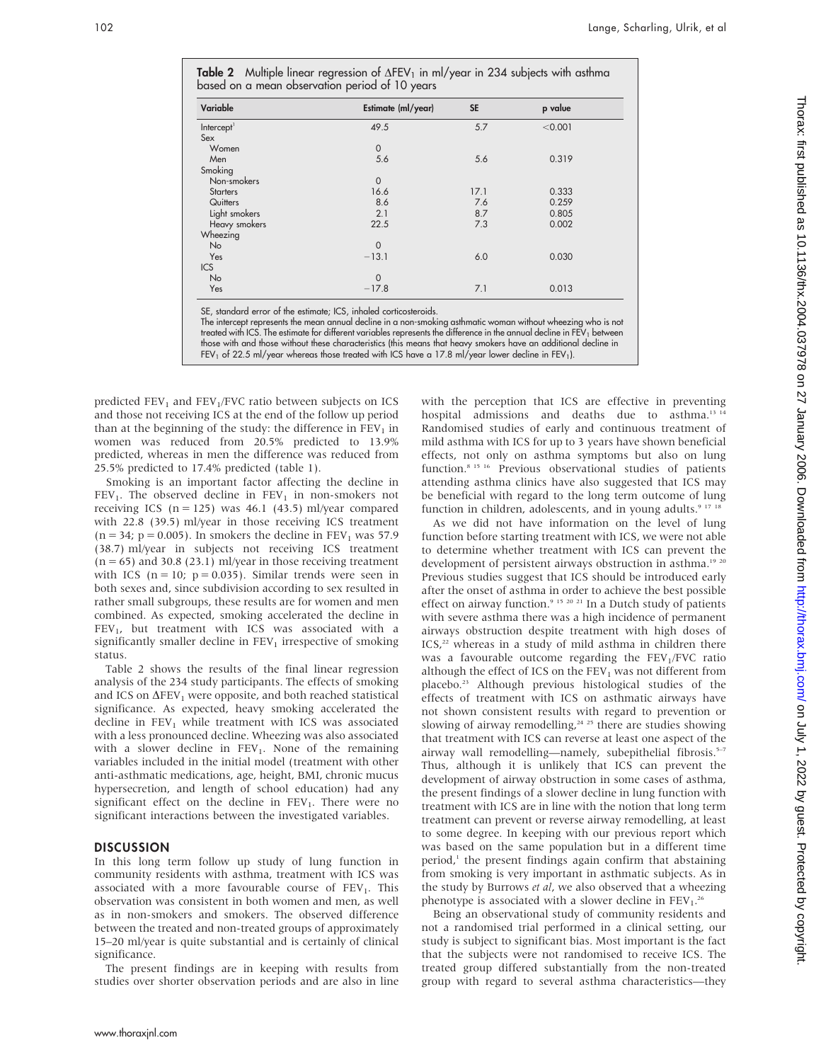**Table 2** Multiple linear regression of $\Delta FEV_1$ in ml/year in 234 subjects with asthma based on a mean observation period of 10 years

| Variable | Estimate (ml/year) | SE | p value |
|---|---|---|---|
| Intercept[1] | 49.5 | 5.7 | <0.001 |
| Sex | | | |
| Women | 0 | | |
| Men | 5.6 | 5.6 | 0.319 |
| Smoking | | | |
| Non-smokers | 0 | | |
| Starters | 16.6 | 17.1 | 0.333 |
| Quitters | 8.6 | 7.6 | 0.259 |
| Light smokers | 2.1 | 8.7 | 0.805 |
| Heavy smokers | 22.5 | 7.3 | 0.002 |
| Wheezing | | | |
| No | 0 | | |
| Yes | −13.1 | 6.0 | 0.030 |
| ICS | | | |
| No | 0 | | |
| Yes | −17.8 | 7.1 | 0.013 |

SE, standard error of the estimate; ICS, inhaled corticosteroids.
The intercept represents the mean annual decline in a non-smoking asthmatic woman without wheezing who is not treated with ICS. The estimate for different variables represents the difference in the annual decline in $FEV_1$ between those with and those without these characteristics (this means that heavy smokers have an additional decline in $FEV_1$ of 22.5 ml/year whereas those treated with ICS have a 17.8 ml/year lower decline in $FEV_1$).

predicted $FEV_1$ and $FEV_1$/FVC ratio between subjects on ICS and those not receiving ICS at the end of the follow up period than at the beginning of the study: the difference in $FEV_1$ in women was reduced from 20.5% predicted to 13.9% predicted, whereas in men the difference was reduced from 25.5% predicted to 17.4% predicted (table 1).

Smoking is an important factor affecting the decline in $FEV_1$. The observed decline in $FEV_1$ in non-smokers not receiving ICS (n = 125) was 46.1 (43.5) ml/year compared with 22.8 (39.5) ml/year in those receiving ICS treatment (n = 34; p = 0.005). In smokers the decline in $FEV_1$ was 57.9 (38.7) ml/year in subjects not receiving ICS treatment (n = 65) and 30.8 (23.1) ml/year in those receiving treatment with ICS (n = 10; p = 0.035). Similar trends were seen in both sexes and, since subdivision according to sex resulted in rather small subgroups, these results are for women and men combined. As expected, smoking accelerated the decline in $FEV_1$, but treatment with ICS was associated with a significantly smaller decline in $FEV_1$ irrespective of smoking status.

Table 2 shows the results of the final linear regression analysis of the 234 study participants. The effects of smoking and ICS on $\Delta FEV_1$ were opposite, and both reached statistical significance. As expected, heavy smoking accelerated the decline in $FEV_1$ while treatment with ICS was associated with a less pronounced decline. Wheezing was also associated with a slower decline in $FEV_1$. None of the remaining variables included in the initial model (treatment with other anti-asthmatic medications, age, height, BMI, chronic mucus hypersecretion, and length of school education) had any significant effect on the decline in $FEV_1$. There were no significant interactions between the investigated variables.

## DISCUSSION

In this long term follow up study of lung function in community residents with asthma, treatment with ICS was associated with a more favourable course of $FEV_1$. This observation was consistent in both women and men, as well as in non-smokers and smokers. The observed difference between the treated and non-treated groups of approximately 15–20 ml/year is quite substantial and is certainly of clinical significance.

The present findings are in keeping with results from studies over shorter observation periods and are also in line with the perception that ICS are effective in preventing hospital admissions and deaths due to asthma.[13 14] Randomised studies of early and continuous treatment of mild asthma with ICS for up to 3 years have shown beneficial effects, not only on asthma symptoms but also on lung function.[8 15 16] Previous observational studies of patients attending asthma clinics have also suggested that ICS may be beneficial with regard to the long term outcome of lung function in children, adolescents, and in young adults.[9 17 18]

As we did not have information on the level of lung function before starting treatment with ICS, we were not able to determine whether treatment with ICS can prevent the development of persistent airways obstruction in asthma.[19 20] Previous studies suggest that ICS should be introduced early after the onset of asthma in order to achieve the best possible effect on airway function.[9 15 20 21] In a Dutch study of patients with severe asthma there was a high incidence of permanent airways obstruction despite treatment with high doses of ICS,[22] whereas in a study of mild asthma in children there was a favourable outcome regarding the $FEV_1$/FVC ratio although the effect of ICS on the $FEV_1$ was not different from placebo.[23] Although previous histological studies of the effects of treatment with ICS on asthmatic airways have not shown consistent results with regard to prevention or slowing of airway remodelling,[24 25] there are studies showing that treatment with ICS can reverse at least one aspect of the airway wall remodelling—namely, subepithelial fibrosis.[5–7] Thus, although it is unlikely that ICS can prevent the development of airway obstruction in some cases of asthma, the present findings of a slower decline in lung function with treatment with ICS are in line with the notion that long term treatment can prevent or reverse airway remodelling, at least to some degree. In keeping with our previous report which was based on the same population but in a different time period,[1] the present findings again confirm that abstaining from smoking is very important in asthmatic subjects. As in the study by Burrows *et al*, we also observed that a wheezing phenotype is associated with a slower decline in $FEV_1$.[26]

Being an observational study of community residents and not a randomised trial performed in a clinical setting, our study is subject to significant bias. Most important is the fact that the subjects were not randomised to receive ICS. The treated group differed substantially from the non-treated group with regard to several asthma characteristics—they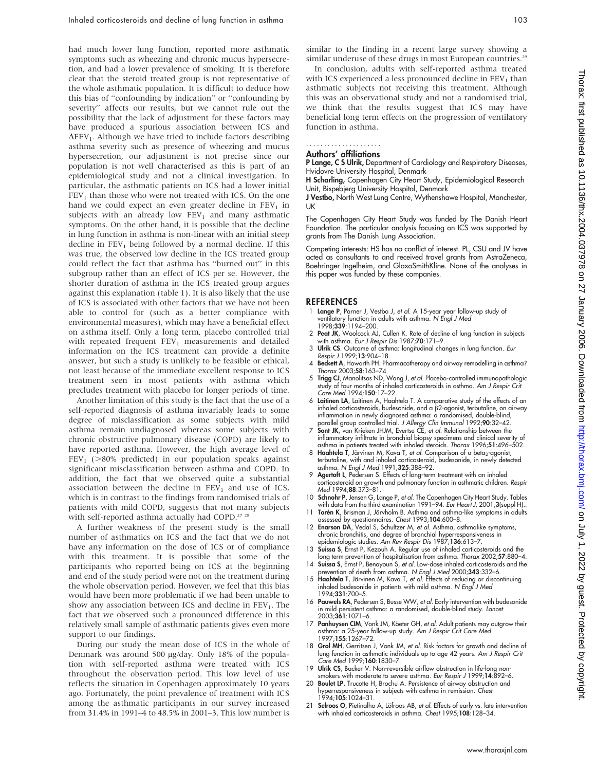had much lower lung function, reported more asthmatic symptoms such as wheezing and chronic mucus hypersecretion, and had a lower prevalence of smoking. It is therefore clear that the steroid treated group is not representative of the whole asthmatic population. It is difficult to deduce how this bias of "confounding by indication" or "confounding by severity" affects our results, but we cannot rule out the possibility that the lack of adjustment for these factors may have produced a spurious association between ICS and $\Delta FEV_1$. Although we have tried to include factors describing asthma severity such as presence of wheezing and mucus hypersecretion, our adjustment is not precise since our population is not well characterised as this is part of an epidemiological study and not a clinical investigation. In particular, the asthmatic patients on ICS had a lower initial $FEV_1$ than those who were not treated with ICS. On the one hand we could expect an even greater decline in $FEV_1$ in subjects with an already low $FEV_1$ and many asthmatic symptoms. On the other hand, it is possible that the decline in lung function in asthma is non-linear with an initial steep decline in $FEV_1$ being followed by a normal decline. If this was true, the observed low decline in the ICS treated group could reflect the fact that asthma has "burned out" in this subgroup rather than an effect of ICS per se. However, the shorter duration of asthma in the ICS treated group argues against this explanation (table 1). It is also likely that the use of ICS is associated with other factors that we have not been able to control for (such as a better compliance with environmental measures), which may have a beneficial effect on asthma itself. Only a long term, placebo controlled trial with repeated frequent $FEV_1$ measurements and detailed information on the ICS treatment can provide a definite answer, but such a study is unlikely to be feasible or ethical, not least because of the immediate excellent response to ICS treatment seen in most patients with asthma which precludes treatment with placebo for longer periods of time.

Another limitation of this study is the fact that the use of a self-reported diagnosis of asthma invariably leads to some degree of misclassification as some subjects with mild asthma remain undiagnosed whereas some subjects with chronic obstructive pulmonary disease (COPD) are likely to have reported asthma. However, the high average level of $FEV_1$ (>80% predicted) in our population speaks against significant misclassification between asthma and COPD. In addition, the fact that we observed quite a substantial association between the decline in $FEV_1$ and use of ICS, which is in contrast to the findings from randomised trials of patients with mild COPD, suggests that not many subjects with self-reported asthma actually had COPD.[27 28]

A further weakness of the present study is the small number of asthmatics on ICS and the fact that we do not have any information on the dose of ICS or of compliance with this treatment. It is possible that some of the participants who reported being on ICS at the beginning and end of the study period were not on the treatment during the whole observation period. However, we feel that this bias would have been more problematic if we had been unable to show any association between ICS and decline in $FEV_1$. The fact that we observed such a pronounced difference in this relatively small sample of asthmatic patients gives even more support to our findings.

During our study the mean dose of ICS in the whole of Denmark was around 500 μg/day. Only 18% of the population with self-reported asthma were treated with ICS throughout the observation period. This low level of use reflects the situation in Copenhagen approximately 10 years ago. Fortunately, the point prevalence of treatment with ICS among the asthmatic participants in our survey increased from 31.4% in 1991–4 to 48.5% in 2001–3. This low number is similar to the finding in a recent large survey showing a similar underuse of these drugs in most European countries.[29]

In conclusion, adults with self-reported asthma treated with ICS experienced a less pronounced decline in $FEV_1$ than asthmatic subjects not receiving this treatment. Although this was an observational study and not a randomised trial, we think that the results suggest that ICS may have beneficial long term effects on the progression of ventilatory function in asthma.

## Authors' affiliations

**P Lange, C S Ulrik,** Department of Cardiology and Respiratory Diseases, Hvidovre University Hospital, Denmark

**H Scharling,** Copenhagen City Heart Study, Epidemiological Research Unit, Bispebjerg University Hospital, Denmark

**J Vestbo,** North West Lung Centre, Wythenshawe Hospital, Manchester, UK

The Copenhagen City Heart Study was funded by The Danish Heart Foundation. The particular analysis focusing on ICS was supported by grants from The Danish Lung Association.

Competing interests: HS has no conflict of interest. PL, CSU and JV have acted as consultants to and received travel grants from AstraZeneca, Boehringer Ingelheim, and GlaxoSmithKline. None of the analyses in this paper was funded by these companies.

## REFERENCES

1. **Lange P**, Parner J, Vestbo J, *et al.* A 15-year year follow-up study of ventilatory function in adults with asthma. *N Engl J Med* 1998;**339**:1194–200.
2. **Peat JK**, Woolcock AJ, Cullen K. Rate of decline of lung function in subjects with asthma. *Eur J Respir Dis* 1987;**70**:171–9.
3. **Ulrik CS**. Outcome of asthma: longitudinal changes in lung function. *Eur Respir J* 1999;**13**:904–18.
4. **Beckett A**, Howarth PH. Pharmacotherapy and airway remodelling in asthma? *Thorax* 2003;**58**:163–74.
5. **Trigg CJ**, Manolitsas ND, Wang J, *et al.* Placebo-controlled immunopathologic study of four months of inhaled corticosteroids in asthma. *Am J Respir Crit Care Med* 1994;**150**:17–22.
6. **Laitinen LA**, Laitinen A, Haahtela T. A comparative study of the effects of an inhaled corticosteroids, budesonide, and a β2-agonist, terbutaline, on airway inflammation in newly diagnosed asthma: a randomised, double-blind, parallel group controlled trial. *J Allergy Clin Immunol* 1992;**90**:32–42.
7. **Sont JK**, van Krieken JHJM, Evertse CE, *et al.* Relationship between the inflammatory infiltrate in bronchial biopsy specimens and clinical severity of asthma in patients treated with inhaled steroids. *Thorax* 1996;**51**:496–502.
8. **Haahtela T**, Järvinen M, Kava T, *et al.* Comparison of a beta$_2$-agonist, terbutaline, with and inhaled corticosteroid, budesonide, in newly detected asthma. *N Engl J Med* 1991;**325**:388–92.
9. **Agertoft L**, Pedersen S. Effects of long-term treatment with an inhaled corticosteroid on growth and pulmonary function in asthmatic children. *Respir Med* 1994;**88**:373–81.
10. **Schnohr P**, Jensen G, Lange P, *et al.* The Copenhagen City Heart Study. Tables with data from the third examination 1991–94. *Eur Heart J*, 2001;**3**(suppl H)..
11. **Torén K**, Brisman J, Järvholm B. Asthma and asthma-like symptoms in adults assessed by questionnaires. *Chest* 1993;**104**:600–8.
12. **Enarson DA**, Vedal S, Schultzer M, *et al.* Asthma, asthmalike symptoms, chronic bronchitis, and degree of bronchial hyperresponsiveness in epidemiologic studies. *Am Rev Respir Dis* 1987;**136**:613–7.
13. **Suissa S**, Ernst P, Kezouh A. Regular use of inhaled corticosteroids and the long term prevention of hospitalisation from asthma. *Thorax* 2002;**57**:880–4.
14. **Suissa S**, Ernst P, Benayoun S, *et al.* Low-dose inhaled corticosteroids and the prevention of death from asthma. *N Engl J Med* 2000;**343**:332–6.
15. **Haahtela T**, Järvinen M, Kava T, *et al.* Effects of reducing or discontinuing inhaled budesonide in patients with mild asthma. *N Engl J Med* 1994;**331**:700–5.
16. **Pauwels RA**, Pedersen S, Busse WW, *et al.* Early intervention with budesonide in mild persistent asthma: a randomised, double-blind study. *Lancet* 2003;**361**:1071–6.
17. **Panhuysen CIM**, Vonk JM, Köeter GH, *et al.* Adult patients may outgrow their asthma: a 25-year follow-up study. *Am J Respir Crit Care Med* 1997;**155**:1267–72.
18. **Grol MH**, Gerritsen J, Vonk JM, *et al.* Risk factors for growth and decline of lung function in asthmatic individuals up to age 42 years. *Am J Respir Crit Care Med* 1999;**160**:1830–7.
19. **Ulrik CS**, Backer V. Non-reversible airflow obstruction in life-long non-smokers with moderate to severe asthma. *Eur Respir J* 1999;**14**:892–6.
20. **Boulet LP**, Trucotte H, Brochu A. Persistence of airway obstruction and hyperresponsiveness in subjects with asthma in remission. *Chest* 1994;**105**:1024–31.
21. **Selroos O**, Pietinalho A, Löfroos AB, *et al.* Effects of early vs. late intervention with inhaled corticosteroids in asthma. *Chest* 1995;**108**:128–34.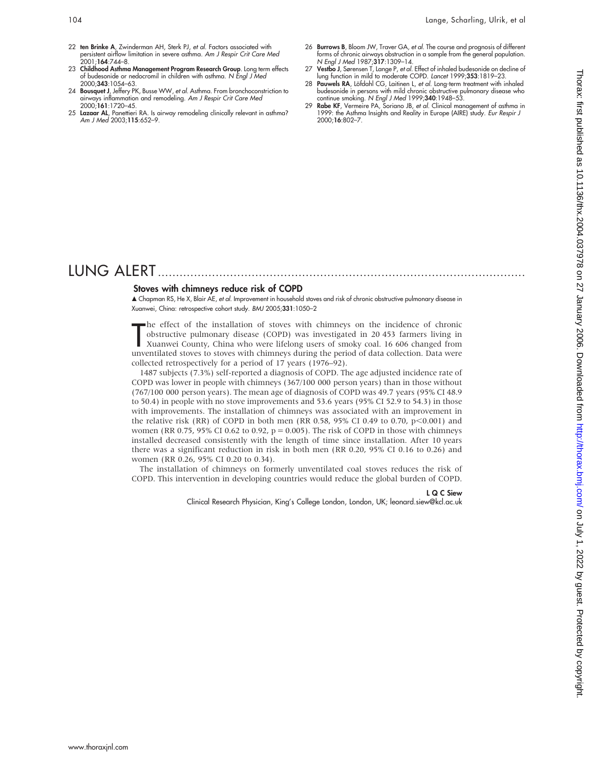22 **ten Brinke A**, Zwinderman AH, Sterk PJ, *et al*. Factors associated with persistent airflow limitation in severe asthma. *Am J Respir Crit Care Med* 2001;**164**:744–8.

23 **Childhood Asthma Management Program Research Group**. Long term effects of budesonide or nedocromil in children with asthma. *N Engl J Med* 2000;**343**:1054–63.

24 **Bousquet J**, Jeffery PK, Busse WW, *et al*. Asthma. From bronchoconstriction to airways inflammation and remodeling. *Am J Respir Crit Care Med* 2000;**161**:1720–45.

25 **Lazaar AL**, Panettieri RA. Is airway remodeling clinically relevant in asthma? *Am J Med* 2003;**115**:652–9.

26 **Burrows B**, Bloom JW, Traver GA, *et al*. The course and prognosis of different forms of chronic airways obstruction in a sample from the general population. *N Engl J Med* 1987;**317**:1309–14.

27 **Vestbo J**, Sørensen T, Lange P, *et al*. Effect of inhaled budesonide on decline of lung function in mild to moderate COPD. *Lancet* 1999;**353**:1819–23.

28 **Pauwels RA**, Löfdahl CG, Laitinen L, *et al*. Long-term treatment with inhaled budesonide in persons with mild chronic obstructive pulmonary disease who continue smoking. *N Engl J Med* 1999;**340**:1948–53.

29 **Rabe KF**, Vermeire PA, Soriano JB, *et al*. Clinical management of asthma in 1999: the Asthma Insights and Reality in Europe (AIRE) study. *Eur Respir J* 2000;**16**:802–7.

# LUNG ALERT

## Stoves with chimneys reduce risk of COPD

▲ Chapman RS, He X, Blair AE, *et al*. Improvement in household stoves and risk of chronic obstructive pulmonary disease in Xuanwei, China: retrospective cohort study. *BMJ* 2005;**331**:1050–2

The effect of the installation of stoves with chimneys on the incidence of chronic obstructive pulmonary disease (COPD) was investigated in 20 453 farmers living in Xuanwei County, China who were lifelong users of smoky coal. 16 606 changed from unventilated stoves to stoves with chimneys during the period of data collection. Data were collected retrospectively for a period of 17 years (1976–92).

1487 subjects (7.3%) self-reported a diagnosis of COPD. The age adjusted incidence rate of COPD was lower in people with chimneys (367/100 000 person years) than in those without (767/100 000 person years). The mean age of diagnosis of COPD was 49.7 years (95% CI 48.9 to 50.4) in people with no stove improvements and 53.6 years (95% CI 52.9 to 54.3) in those with improvements. The installation of chimneys was associated with an improvement in the relative risk (RR) of COPD in both men (RR 0.58, 95% CI 0.49 to 0.70, $p<0.001$) and women (RR 0.75, 95% CI 0.62 to 0.92, $p = 0.005$). The risk of COPD in those with chimneys installed decreased consistently with the length of time since installation. After 10 years there was a significant reduction in risk in both men (RR 0.20, 95% CI 0.16 to 0.26) and women (RR 0.26, 95% CI 0.20 to 0.34).

The installation of chimneys on formerly unventilated coal stoves reduces the risk of COPD. This intervention in developing countries would reduce the global burden of COPD.

**L Q C Siew**

Clinical Research Physician, King's College London, London, UK; leonard.siew@kcl.ac.uk